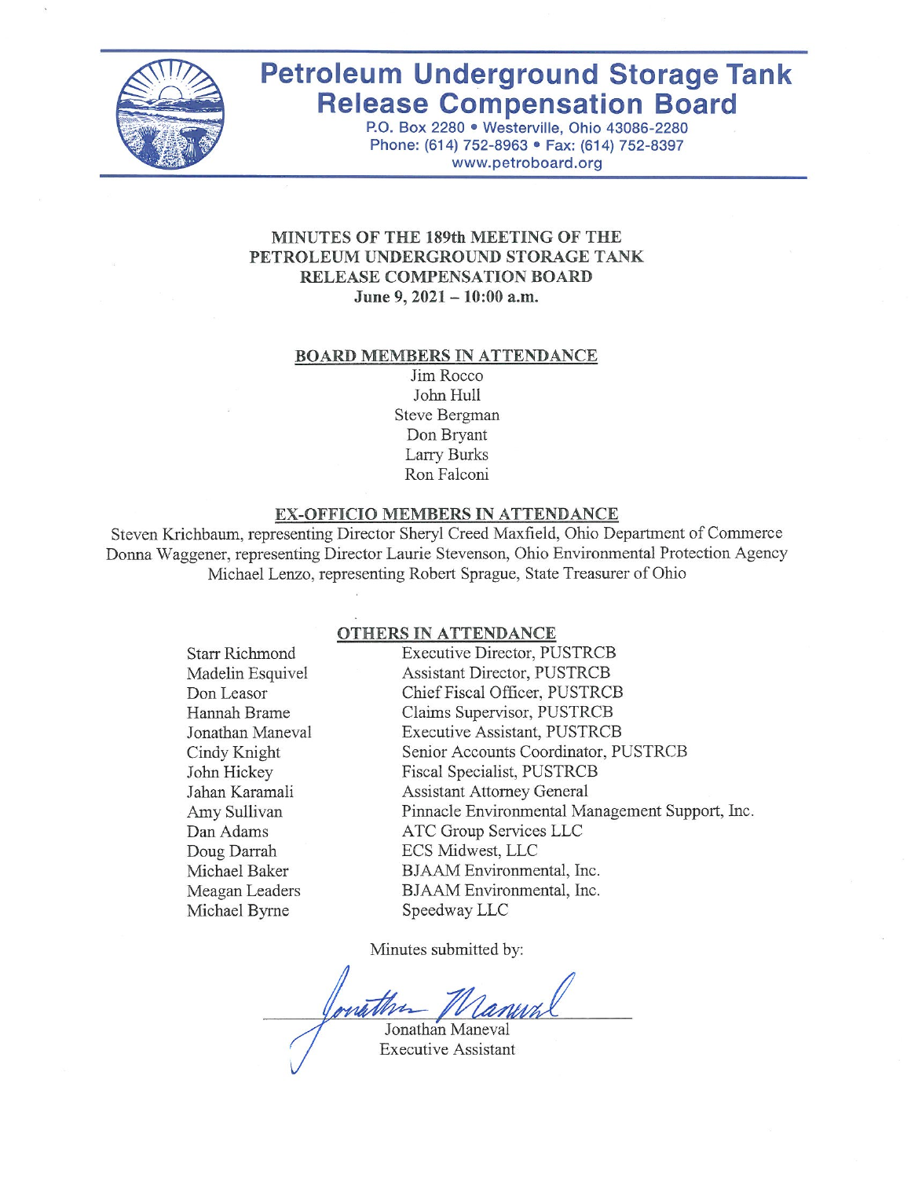# Petroleum Underground Storage Tank Release Compensation Board

P.O. Box 2280 • Westerville, Ohio 43086-2280
Phone: (614) 752-8963 • Fax: (614) 752-8397
www.petroboard.org

## MINUTES OF THE 189th MEETING OF THE PETROLEUM UNDERGROUND STORAGE TANK RELEASE COMPENSATION BOARD

**June 9, 2021 – 10:00 a.m.**

### BOARD MEMBERS IN ATTENDANCE

Jim Rocco
John Hull
Steve Bergman
Don Bryant
Larry Burks
Ron Falconi

### EX-OFFICIO MEMBERS IN ATTENDANCE

Steven Krichbaum, representing Director Sheryl Creed Maxfield, Ohio Department of Commerce
Donna Waggener, representing Director Laurie Stevenson, Ohio Environmental Protection Agency
Michael Lenzo, representing Robert Sprague, State Treasurer of Ohio

### OTHERS IN ATTENDANCE

| | |
|---|---|
| Starr Richmond | Executive Director, PUSTRCB |
| Madelin Esquivel | Assistant Director, PUSTRCB |
| Don Leasor | Chief Fiscal Officer, PUSTRCB |
| Hannah Brame | Claims Supervisor, PUSTRCB |
| Jonathan Maneval | Executive Assistant, PUSTRCB |
| Cindy Knight | Senior Accounts Coordinator, PUSTRCB |
| John Hickey | Fiscal Specialist, PUSTRCB |
| Jahan Karamali | Assistant Attorney General |
| Amy Sullivan | Pinnacle Environmental Management Support, Inc. |
| Dan Adams | ATC Group Services LLC |
| Doug Darrah | ECS Midwest, LLC |
| Michael Baker | BJAAM Environmental, Inc. |
| Meagan Leaders | BJAAM Environmental, Inc. |
| Michael Byrne | Speedway LLC |

Minutes submitted by:

Jonathan Maneval
Executive Assistant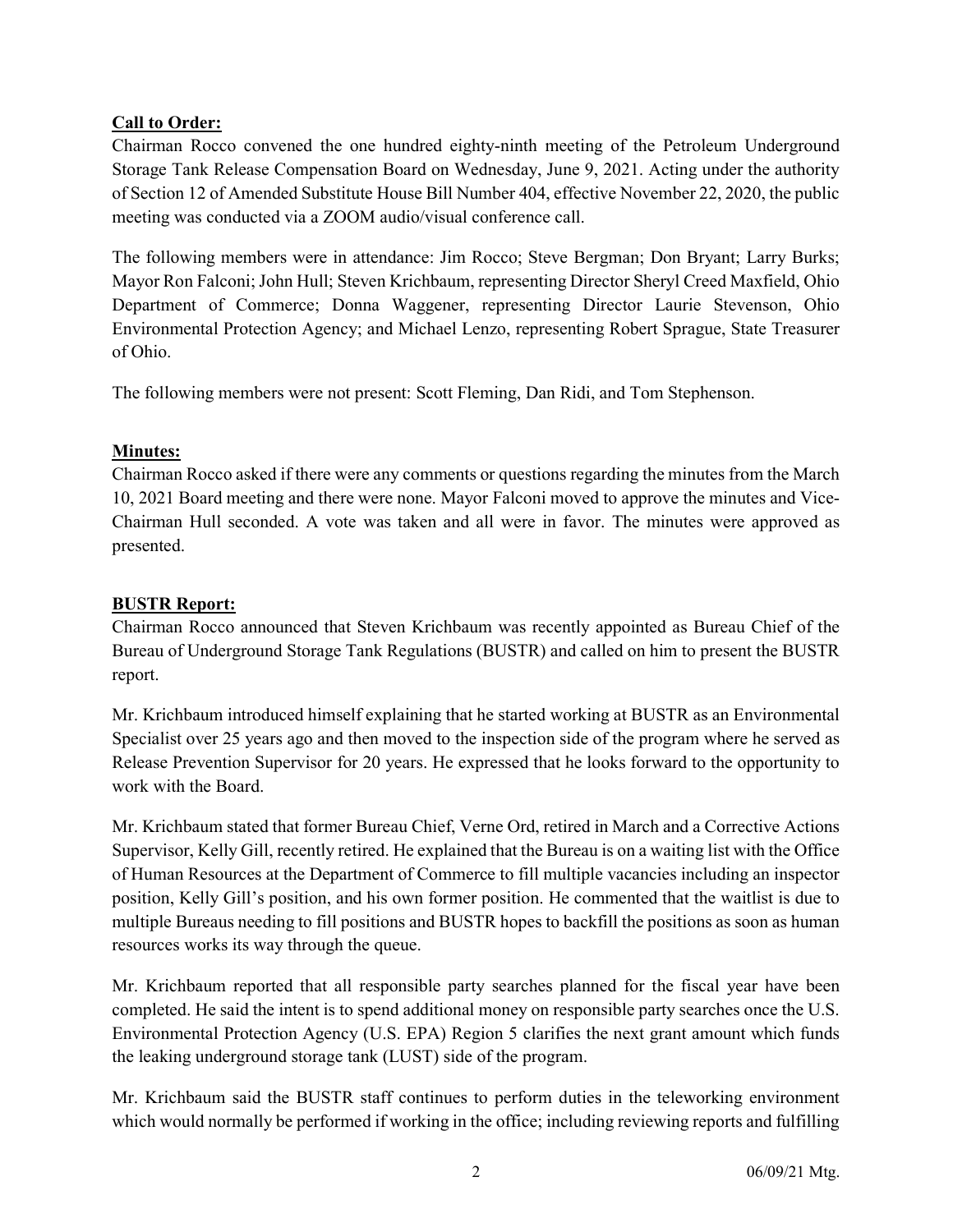**Call to Order:**

Chairman Rocco convened the one hundred eighty-ninth meeting of the Petroleum Underground Storage Tank Release Compensation Board on Wednesday, June 9, 2021. Acting under the authority of Section 12 of Amended Substitute House Bill Number 404, effective November 22, 2020, the public meeting was conducted via a ZOOM audio/visual conference call.

The following members were in attendance: Jim Rocco; Steve Bergman; Don Bryant; Larry Burks; Mayor Ron Falconi; John Hull; Steven Krichbaum, representing Director Sheryl Creed Maxfield, Ohio Department of Commerce; Donna Waggener, representing Director Laurie Stevenson, Ohio Environmental Protection Agency; and Michael Lenzo, representing Robert Sprague, State Treasurer of Ohio.

The following members were not present: Scott Fleming, Dan Ridi, and Tom Stephenson.

**Minutes:**

Chairman Rocco asked if there were any comments or questions regarding the minutes from the March 10, 2021 Board meeting and there were none. Mayor Falconi moved to approve the minutes and Vice-Chairman Hull seconded. A vote was taken and all were in favor. The minutes were approved as presented.

**BUSTR Report:**

Chairman Rocco announced that Steven Krichbaum was recently appointed as Bureau Chief of the Bureau of Underground Storage Tank Regulations (BUSTR) and called on him to present the BUSTR report.

Mr. Krichbaum introduced himself explaining that he started working at BUSTR as an Environmental Specialist over 25 years ago and then moved to the inspection side of the program where he served as Release Prevention Supervisor for 20 years. He expressed that he looks forward to the opportunity to work with the Board.

Mr. Krichbaum stated that former Bureau Chief, Verne Ord, retired in March and a Corrective Actions Supervisor, Kelly Gill, recently retired. He explained that the Bureau is on a waiting list with the Office of Human Resources at the Department of Commerce to fill multiple vacancies including an inspector position, Kelly Gill's position, and his own former position. He commented that the waitlist is due to multiple Bureaus needing to fill positions and BUSTR hopes to backfill the positions as soon as human resources works its way through the queue.

Mr. Krichbaum reported that all responsible party searches planned for the fiscal year have been completed. He said the intent is to spend additional money on responsible party searches once the U.S. Environmental Protection Agency (U.S. EPA) Region 5 clarifies the next grant amount which funds the leaking underground storage tank (LUST) side of the program.

Mr. Krichbaum said the BUSTR staff continues to perform duties in the teleworking environment which would normally be performed if working in the office; including reviewing reports and fulfilling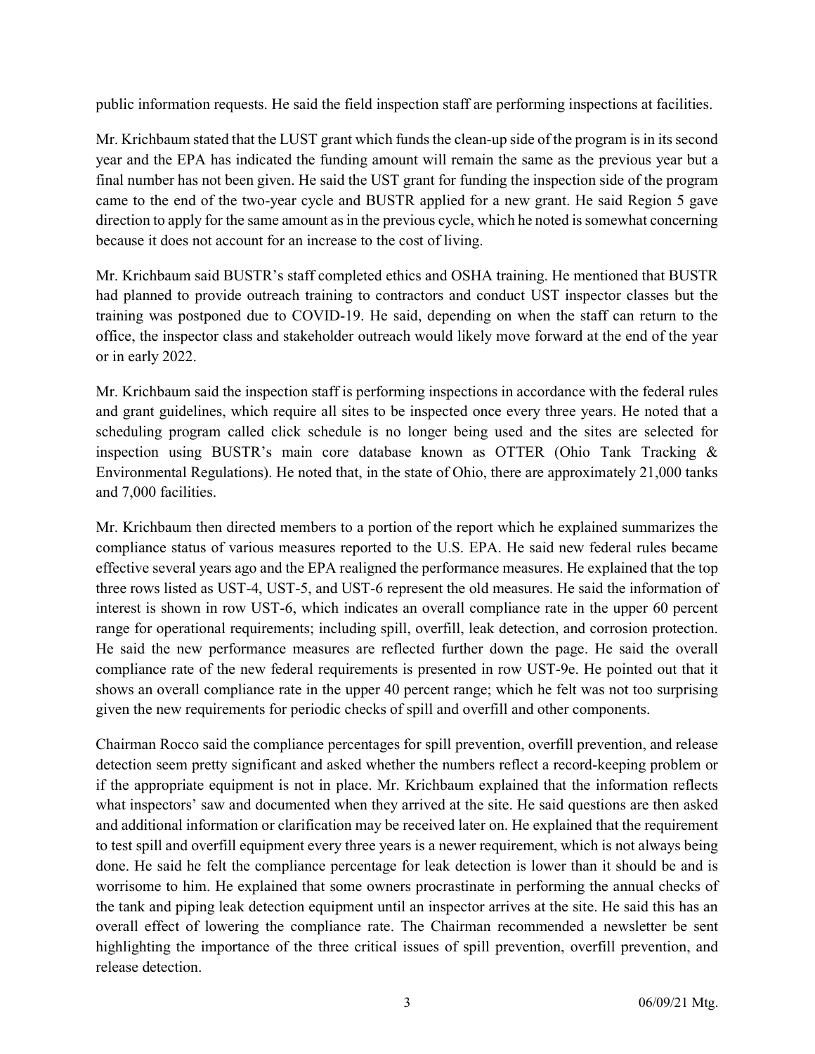public information requests. He said the field inspection staff are performing inspections at facilities.

Mr. Krichbaum stated that the LUST grant which funds the clean-up side of the program is in its second year and the EPA has indicated the funding amount will remain the same as the previous year but a final number has not been given. He said the UST grant for funding the inspection side of the program came to the end of the two-year cycle and BUSTR applied for a new grant. He said Region 5 gave direction to apply for the same amount as in the previous cycle, which he noted is somewhat concerning because it does not account for an increase to the cost of living.

Mr. Krichbaum said BUSTR's staff completed ethics and OSHA training. He mentioned that BUSTR had planned to provide outreach training to contractors and conduct UST inspector classes but the training was postponed due to COVID-19. He said, depending on when the staff can return to the office, the inspector class and stakeholder outreach would likely move forward at the end of the year or in early 2022.

Mr. Krichbaum said the inspection staff is performing inspections in accordance with the federal rules and grant guidelines, which require all sites to be inspected once every three years. He noted that a scheduling program called click schedule is no longer being used and the sites are selected for inspection using BUSTR's main core database known as OTTER (Ohio Tank Tracking & Environmental Regulations). He noted that, in the state of Ohio, there are approximately 21,000 tanks and 7,000 facilities.

Mr. Krichbaum then directed members to a portion of the report which he explained summarizes the compliance status of various measures reported to the U.S. EPA. He said new federal rules became effective several years ago and the EPA realigned the performance measures. He explained that the top three rows listed as UST-4, UST-5, and UST-6 represent the old measures. He said the information of interest is shown in row UST-6, which indicates an overall compliance rate in the upper 60 percent range for operational requirements; including spill, overfill, leak detection, and corrosion protection. He said the new performance measures are reflected further down the page. He said the overall compliance rate of the new federal requirements is presented in row UST-9e. He pointed out that it shows an overall compliance rate in the upper 40 percent range; which he felt was not too surprising given the new requirements for periodic checks of spill and overfill and other components.

Chairman Rocco said the compliance percentages for spill prevention, overfill prevention, and release detection seem pretty significant and asked whether the numbers reflect a record-keeping problem or if the appropriate equipment is not in place. Mr. Krichbaum explained that the information reflects what inspectors' saw and documented when they arrived at the site. He said questions are then asked and additional information or clarification may be received later on. He explained that the requirement to test spill and overfill equipment every three years is a newer requirement, which is not always being done. He said he felt the compliance percentage for leak detection is lower than it should be and is worrisome to him. He explained that some owners procrastinate in performing the annual checks of the tank and piping leak detection equipment until an inspector arrives at the site. He said this has an overall effect of lowering the compliance rate. The Chairman recommended a newsletter be sent highlighting the importance of the three critical issues of spill prevention, overfill prevention, and release detection.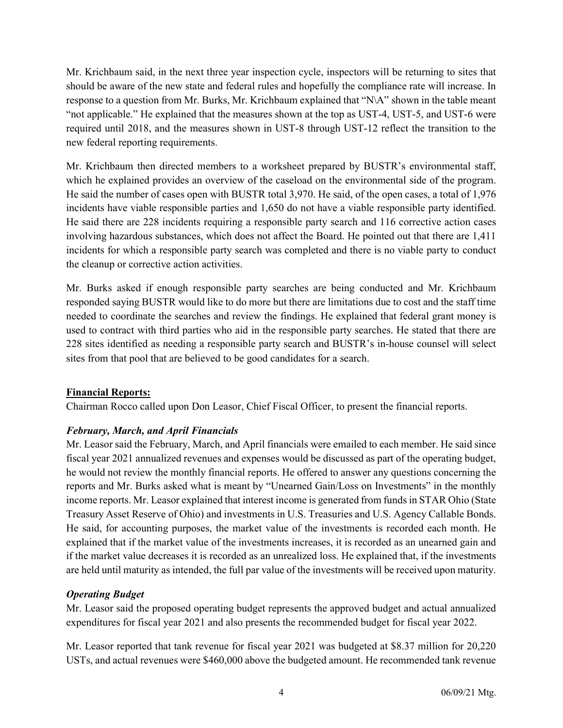Mr. Krichbaum said, in the next three year inspection cycle, inspectors will be returning to sites that should be aware of the new state and federal rules and hopefully the compliance rate will increase. In response to a question from Mr. Burks, Mr. Krichbaum explained that "N\A" shown in the table meant "not applicable." He explained that the measures shown at the top as UST-4, UST-5, and UST-6 were required until 2018, and the measures shown in UST-8 through UST-12 reflect the transition to the new federal reporting requirements.

Mr. Krichbaum then directed members to a worksheet prepared by BUSTR's environmental staff, which he explained provides an overview of the caseload on the environmental side of the program. He said the number of cases open with BUSTR total 3,970. He said, of the open cases, a total of 1,976 incidents have viable responsible parties and 1,650 do not have a viable responsible party identified. He said there are 228 incidents requiring a responsible party search and 116 corrective action cases involving hazardous substances, which does not affect the Board. He pointed out that there are 1,411 incidents for which a responsible party search was completed and there is no viable party to conduct the cleanup or corrective action activities.

Mr. Burks asked if enough responsible party searches are being conducted and Mr. Krichbaum responded saying BUSTR would like to do more but there are limitations due to cost and the staff time needed to coordinate the searches and review the findings. He explained that federal grant money is used to contract with third parties who aid in the responsible party searches. He stated that there are 228 sites identified as needing a responsible party search and BUSTR's in-house counsel will select sites from that pool that are believed to be good candidates for a search.

**Financial Reports:**

Chairman Rocco called upon Don Leasor, Chief Fiscal Officer, to present the financial reports.

***February, March, and April Financials***

Mr. Leasor said the February, March, and April financials were emailed to each member. He said since fiscal year 2021 annualized revenues and expenses would be discussed as part of the operating budget, he would not review the monthly financial reports. He offered to answer any questions concerning the reports and Mr. Burks asked what is meant by "Unearned Gain/Loss on Investments" in the monthly income reports. Mr. Leasor explained that interest income is generated from funds in STAR Ohio (State Treasury Asset Reserve of Ohio) and investments in U.S. Treasuries and U.S. Agency Callable Bonds. He said, for accounting purposes, the market value of the investments is recorded each month. He explained that if the market value of the investments increases, it is recorded as an unearned gain and if the market value decreases it is recorded as an unrealized loss. He explained that, if the investments are held until maturity as intended, the full par value of the investments will be received upon maturity.

***Operating Budget***

Mr. Leasor said the proposed operating budget represents the approved budget and actual annualized expenditures for fiscal year 2021 and also presents the recommended budget for fiscal year 2022.

Mr. Leasor reported that tank revenue for fiscal year 2021 was budgeted at $8.37 million for 20,220 USTs, and actual revenues were $460,000 above the budgeted amount. He recommended tank revenue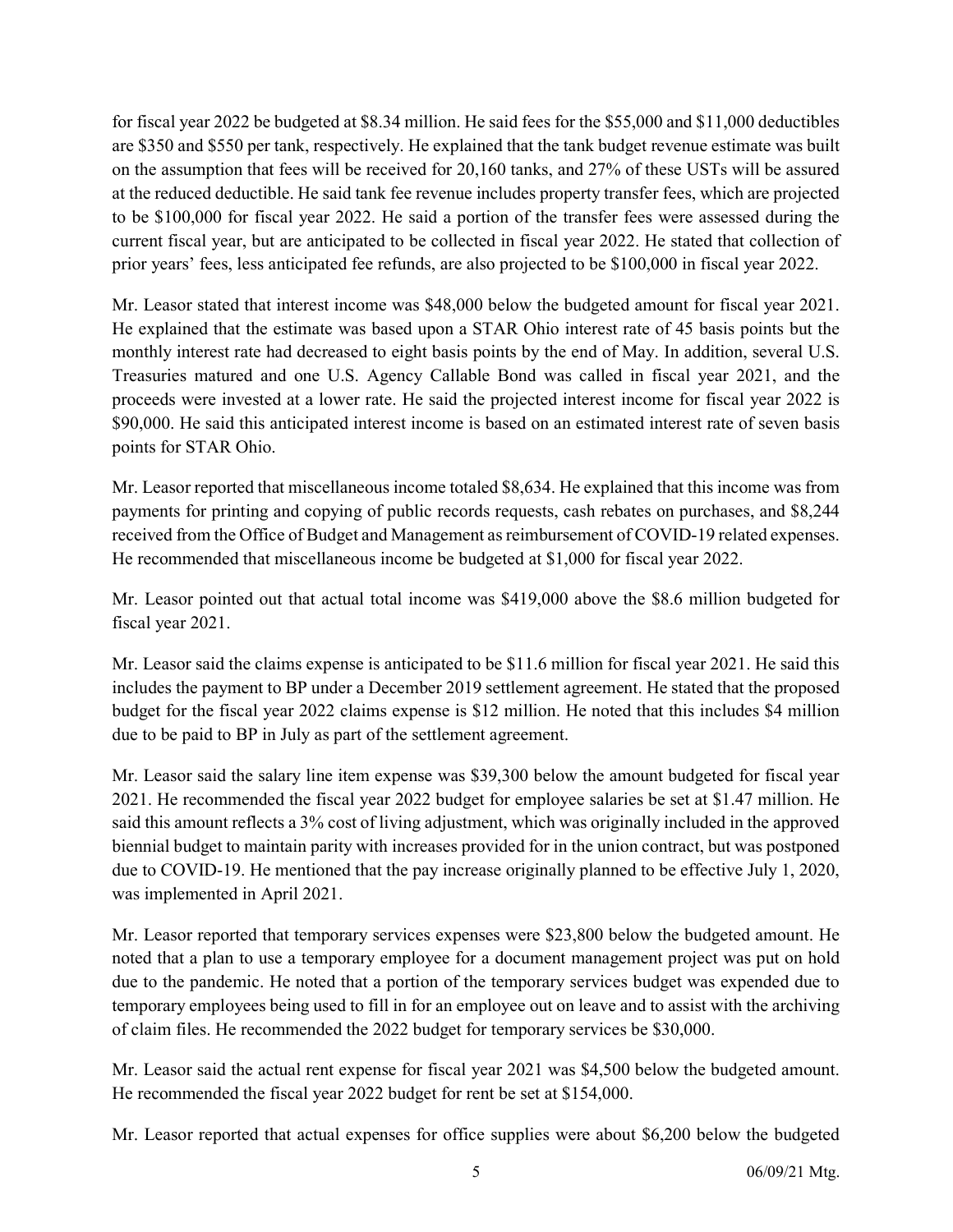for fiscal year 2022 be budgeted at $8.34 million. He said fees for the $55,000 and $11,000 deductibles are $350 and $550 per tank, respectively. He explained that the tank budget revenue estimate was built on the assumption that fees will be received for 20,160 tanks, and 27% of these USTs will be assured at the reduced deductible. He said tank fee revenue includes property transfer fees, which are projected to be $100,000 for fiscal year 2022. He said a portion of the transfer fees were assessed during the current fiscal year, but are anticipated to be collected in fiscal year 2022. He stated that collection of prior years' fees, less anticipated fee refunds, are also projected to be $100,000 in fiscal year 2022.

Mr. Leasor stated that interest income was $48,000 below the budgeted amount for fiscal year 2021. He explained that the estimate was based upon a STAR Ohio interest rate of 45 basis points but the monthly interest rate had decreased to eight basis points by the end of May. In addition, several U.S. Treasuries matured and one U.S. Agency Callable Bond was called in fiscal year 2021, and the proceeds were invested at a lower rate. He said the projected interest income for fiscal year 2022 is $90,000. He said this anticipated interest income is based on an estimated interest rate of seven basis points for STAR Ohio.

Mr. Leasor reported that miscellaneous income totaled $8,634. He explained that this income was from payments for printing and copying of public records requests, cash rebates on purchases, and $8,244 received from the Office of Budget and Management as reimbursement of COVID-19 related expenses. He recommended that miscellaneous income be budgeted at $1,000 for fiscal year 2022.

Mr. Leasor pointed out that actual total income was $419,000 above the $8.6 million budgeted for fiscal year 2021.

Mr. Leasor said the claims expense is anticipated to be $11.6 million for fiscal year 2021. He said this includes the payment to BP under a December 2019 settlement agreement. He stated that the proposed budget for the fiscal year 2022 claims expense is $12 million. He noted that this includes $4 million due to be paid to BP in July as part of the settlement agreement.

Mr. Leasor said the salary line item expense was $39,300 below the amount budgeted for fiscal year 2021. He recommended the fiscal year 2022 budget for employee salaries be set at $1.47 million. He said this amount reflects a 3% cost of living adjustment, which was originally included in the approved biennial budget to maintain parity with increases provided for in the union contract, but was postponed due to COVID-19. He mentioned that the pay increase originally planned to be effective July 1, 2020, was implemented in April 2021.

Mr. Leasor reported that temporary services expenses were $23,800 below the budgeted amount. He noted that a plan to use a temporary employee for a document management project was put on hold due to the pandemic. He noted that a portion of the temporary services budget was expended due to temporary employees being used to fill in for an employee out on leave and to assist with the archiving of claim files. He recommended the 2022 budget for temporary services be $30,000.

Mr. Leasor said the actual rent expense for fiscal year 2021 was $4,500 below the budgeted amount. He recommended the fiscal year 2022 budget for rent be set at $154,000.

Mr. Leasor reported that actual expenses for office supplies were about $6,200 below the budgeted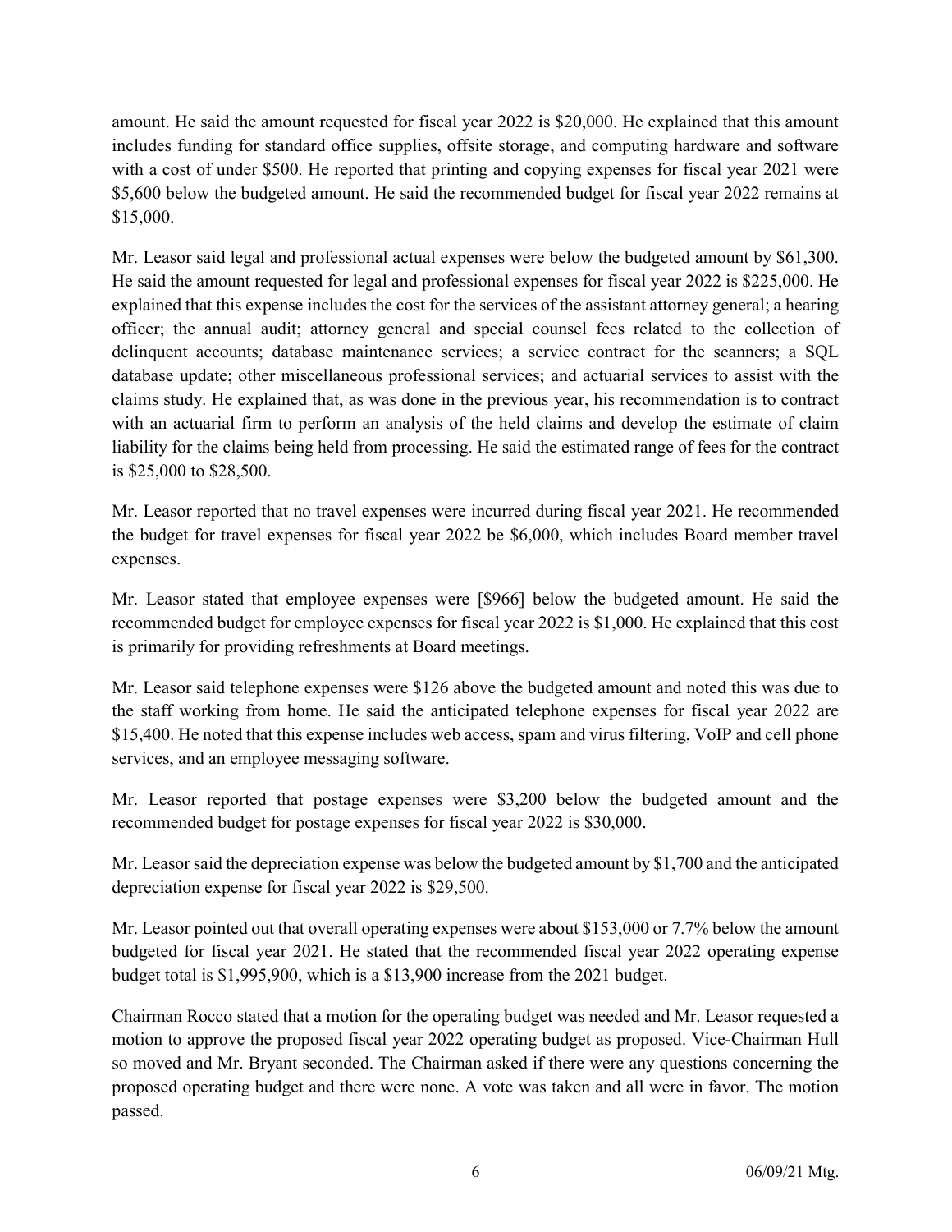amount. He said the amount requested for fiscal year 2022 is $20,000. He explained that this amount includes funding for standard office supplies, offsite storage, and computing hardware and software with a cost of under $500. He reported that printing and copying expenses for fiscal year 2021 were $5,600 below the budgeted amount. He said the recommended budget for fiscal year 2022 remains at $15,000.

Mr. Leasor said legal and professional actual expenses were below the budgeted amount by $61,300. He said the amount requested for legal and professional expenses for fiscal year 2022 is $225,000. He explained that this expense includes the cost for the services of the assistant attorney general; a hearing officer; the annual audit; attorney general and special counsel fees related to the collection of delinquent accounts; database maintenance services; a service contract for the scanners; a SQL database update; other miscellaneous professional services; and actuarial services to assist with the claims study. He explained that, as was done in the previous year, his recommendation is to contract with an actuarial firm to perform an analysis of the held claims and develop the estimate of claim liability for the claims being held from processing. He said the estimated range of fees for the contract is $25,000 to $28,500.

Mr. Leasor reported that no travel expenses were incurred during fiscal year 2021. He recommended the budget for travel expenses for fiscal year 2022 be $6,000, which includes Board member travel expenses.

Mr. Leasor stated that employee expenses were [$966] below the budgeted amount. He said the recommended budget for employee expenses for fiscal year 2022 is $1,000. He explained that this cost is primarily for providing refreshments at Board meetings.

Mr. Leasor said telephone expenses were $126 above the budgeted amount and noted this was due to the staff working from home. He said the anticipated telephone expenses for fiscal year 2022 are $15,400. He noted that this expense includes web access, spam and virus filtering, VoIP and cell phone services, and an employee messaging software.

Mr. Leasor reported that postage expenses were $3,200 below the budgeted amount and the recommended budget for postage expenses for fiscal year 2022 is $30,000.

Mr. Leasor said the depreciation expense was below the budgeted amount by $1,700 and the anticipated depreciation expense for fiscal year 2022 is $29,500.

Mr. Leasor pointed out that overall operating expenses were about $153,000 or 7.7% below the amount budgeted for fiscal year 2021. He stated that the recommended fiscal year 2022 operating expense budget total is $1,995,900, which is a $13,900 increase from the 2021 budget.

Chairman Rocco stated that a motion for the operating budget was needed and Mr. Leasor requested a motion to approve the proposed fiscal year 2022 operating budget as proposed. Vice-Chairman Hull so moved and Mr. Bryant seconded. The Chairman asked if there were any questions concerning the proposed operating budget and there were none. A vote was taken and all were in favor. The motion passed.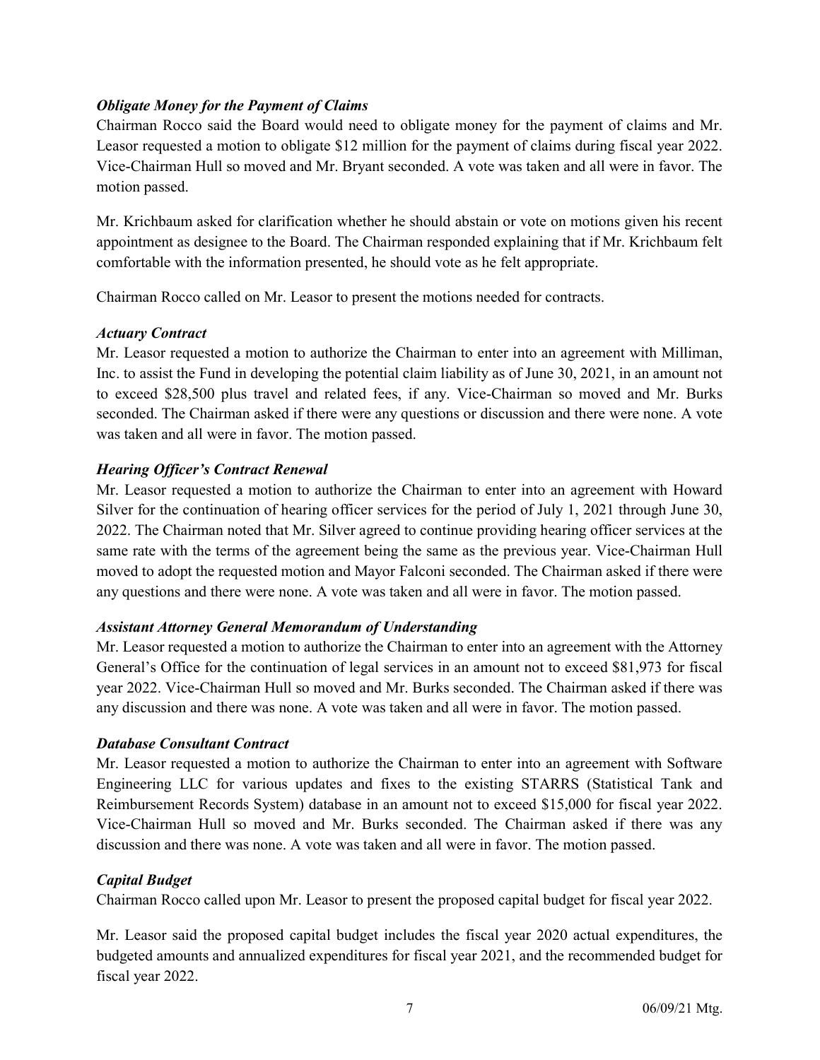*Obligate Money for the Payment of Claims*

Chairman Rocco said the Board would need to obligate money for the payment of claims and Mr. Leasor requested a motion to obligate $12 million for the payment of claims during fiscal year 2022. Vice-Chairman Hull so moved and Mr. Bryant seconded. A vote was taken and all were in favor. The motion passed.

Mr. Krichbaum asked for clarification whether he should abstain or vote on motions given his recent appointment as designee to the Board. The Chairman responded explaining that if Mr. Krichbaum felt comfortable with the information presented, he should vote as he felt appropriate.

Chairman Rocco called on Mr. Leasor to present the motions needed for contracts.

*Actuary Contract*

Mr. Leasor requested a motion to authorize the Chairman to enter into an agreement with Milliman, Inc. to assist the Fund in developing the potential claim liability as of June 30, 2021, in an amount not to exceed $28,500 plus travel and related fees, if any. Vice-Chairman so moved and Mr. Burks seconded. The Chairman asked if there were any questions or discussion and there were none. A vote was taken and all were in favor. The motion passed.

*Hearing Officer's Contract Renewal*

Mr. Leasor requested a motion to authorize the Chairman to enter into an agreement with Howard Silver for the continuation of hearing officer services for the period of July 1, 2021 through June 30, 2022. The Chairman noted that Mr. Silver agreed to continue providing hearing officer services at the same rate with the terms of the agreement being the same as the previous year. Vice-Chairman Hull moved to adopt the requested motion and Mayor Falconi seconded. The Chairman asked if there were any questions and there were none. A vote was taken and all were in favor. The motion passed.

*Assistant Attorney General Memorandum of Understanding*

Mr. Leasor requested a motion to authorize the Chairman to enter into an agreement with the Attorney General's Office for the continuation of legal services in an amount not to exceed $81,973 for fiscal year 2022. Vice-Chairman Hull so moved and Mr. Burks seconded. The Chairman asked if there was any discussion and there was none. A vote was taken and all were in favor. The motion passed.

*Database Consultant Contract*

Mr. Leasor requested a motion to authorize the Chairman to enter into an agreement with Software Engineering LLC for various updates and fixes to the existing STARRS (Statistical Tank and Reimbursement Records System) database in an amount not to exceed $15,000 for fiscal year 2022. Vice-Chairman Hull so moved and Mr. Burks seconded. The Chairman asked if there was any discussion and there was none. A vote was taken and all were in favor. The motion passed.

*Capital Budget*

Chairman Rocco called upon Mr. Leasor to present the proposed capital budget for fiscal year 2022.

Mr. Leasor said the proposed capital budget includes the fiscal year 2020 actual expenditures, the budgeted amounts and annualized expenditures for fiscal year 2021, and the recommended budget for fiscal year 2022.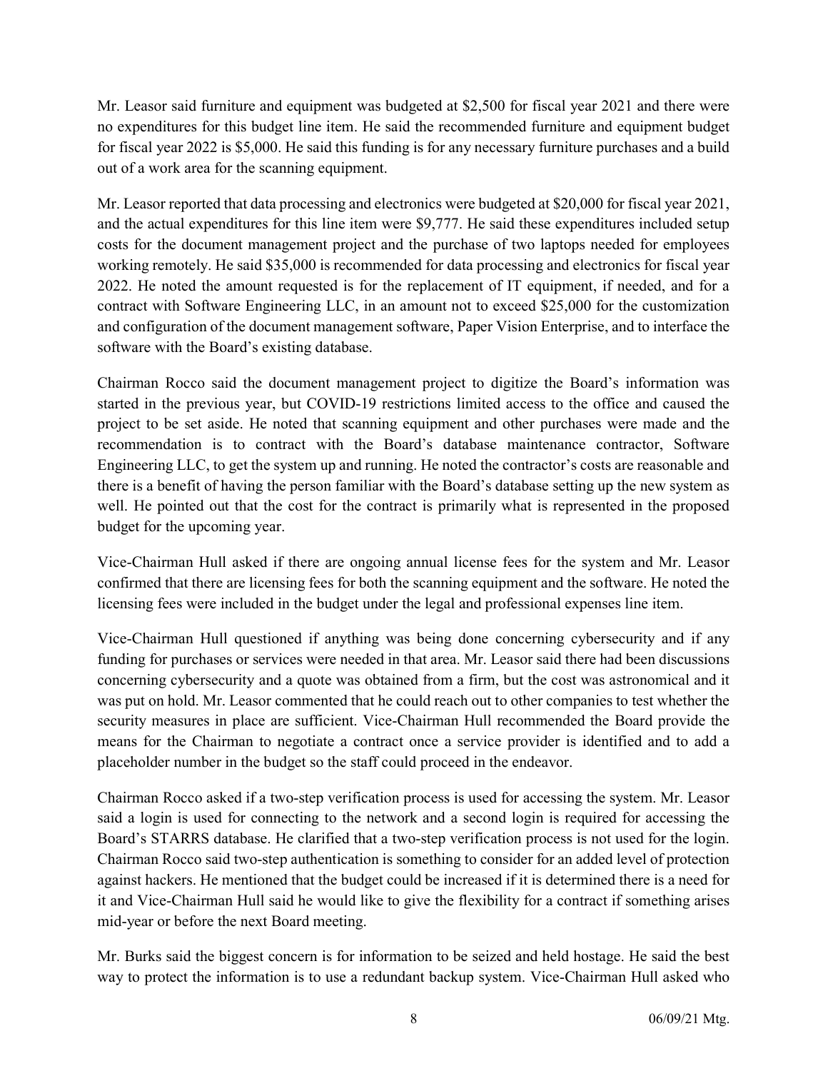Mr. Leasor said furniture and equipment was budgeted at $2,500 for fiscal year 2021 and there were no expenditures for this budget line item. He said the recommended furniture and equipment budget for fiscal year 2022 is $5,000. He said this funding is for any necessary furniture purchases and a build out of a work area for the scanning equipment.

Mr. Leasor reported that data processing and electronics were budgeted at $20,000 for fiscal year 2021, and the actual expenditures for this line item were $9,777. He said these expenditures included setup costs for the document management project and the purchase of two laptops needed for employees working remotely. He said $35,000 is recommended for data processing and electronics for fiscal year 2022. He noted the amount requested is for the replacement of IT equipment, if needed, and for a contract with Software Engineering LLC, in an amount not to exceed $25,000 for the customization and configuration of the document management software, Paper Vision Enterprise, and to interface the software with the Board's existing database.

Chairman Rocco said the document management project to digitize the Board's information was started in the previous year, but COVID-19 restrictions limited access to the office and caused the project to be set aside. He noted that scanning equipment and other purchases were made and the recommendation is to contract with the Board's database maintenance contractor, Software Engineering LLC, to get the system up and running. He noted the contractor's costs are reasonable and there is a benefit of having the person familiar with the Board's database setting up the new system as well. He pointed out that the cost for the contract is primarily what is represented in the proposed budget for the upcoming year.

Vice-Chairman Hull asked if there are ongoing annual license fees for the system and Mr. Leasor confirmed that there are licensing fees for both the scanning equipment and the software. He noted the licensing fees were included in the budget under the legal and professional expenses line item.

Vice-Chairman Hull questioned if anything was being done concerning cybersecurity and if any funding for purchases or services were needed in that area. Mr. Leasor said there had been discussions concerning cybersecurity and a quote was obtained from a firm, but the cost was astronomical and it was put on hold. Mr. Leasor commented that he could reach out to other companies to test whether the security measures in place are sufficient. Vice-Chairman Hull recommended the Board provide the means for the Chairman to negotiate a contract once a service provider is identified and to add a placeholder number in the budget so the staff could proceed in the endeavor.

Chairman Rocco asked if a two-step verification process is used for accessing the system. Mr. Leasor said a login is used for connecting to the network and a second login is required for accessing the Board's STARRS database. He clarified that a two-step verification process is not used for the login. Chairman Rocco said two-step authentication is something to consider for an added level of protection against hackers. He mentioned that the budget could be increased if it is determined there is a need for it and Vice-Chairman Hull said he would like to give the flexibility for a contract if something arises mid-year or before the next Board meeting.

Mr. Burks said the biggest concern is for information to be seized and held hostage. He said the best way to protect the information is to use a redundant backup system. Vice-Chairman Hull asked who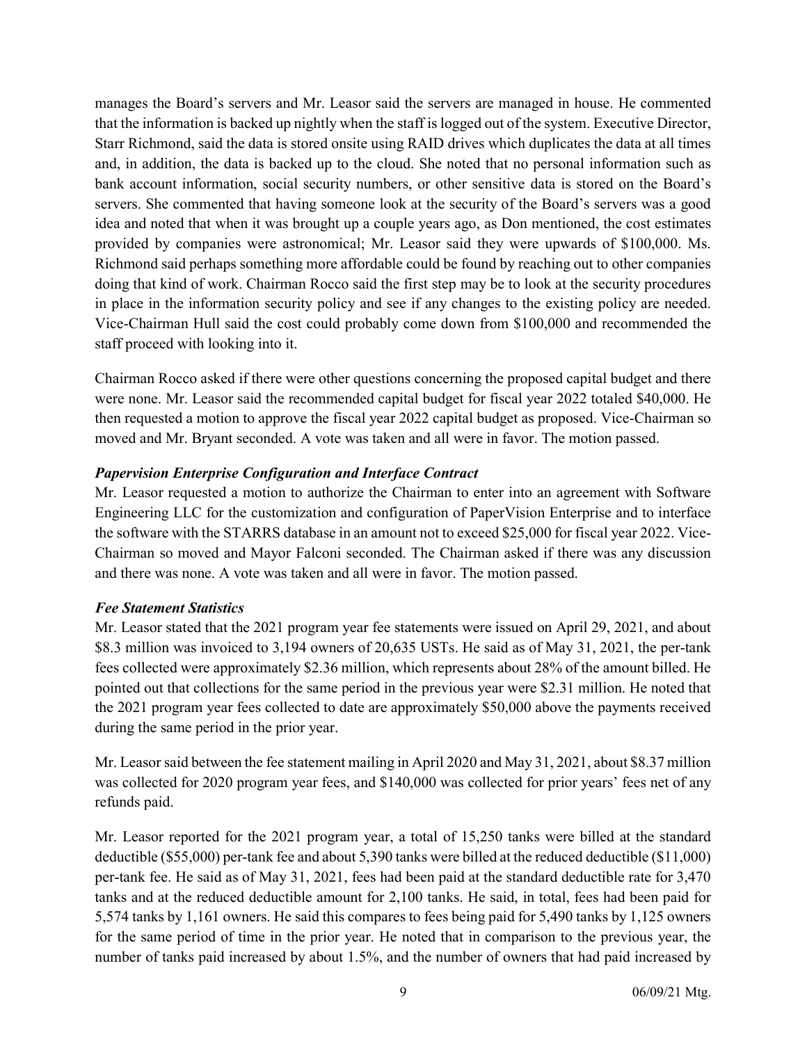manages the Board's servers and Mr. Leasor said the servers are managed in house. He commented that the information is backed up nightly when the staff is logged out of the system. Executive Director, Starr Richmond, said the data is stored onsite using RAID drives which duplicates the data at all times and, in addition, the data is backed up to the cloud. She noted that no personal information such as bank account information, social security numbers, or other sensitive data is stored on the Board's servers. She commented that having someone look at the security of the Board's servers was a good idea and noted that when it was brought up a couple years ago, as Don mentioned, the cost estimates provided by companies were astronomical; Mr. Leasor said they were upwards of $100,000. Ms. Richmond said perhaps something more affordable could be found by reaching out to other companies doing that kind of work. Chairman Rocco said the first step may be to look at the security procedures in place in the information security policy and see if any changes to the existing policy are needed. Vice-Chairman Hull said the cost could probably come down from $100,000 and recommended the staff proceed with looking into it.

Chairman Rocco asked if there were other questions concerning the proposed capital budget and there were none. Mr. Leasor said the recommended capital budget for fiscal year 2022 totaled $40,000. He then requested a motion to approve the fiscal year 2022 capital budget as proposed. Vice-Chairman so moved and Mr. Bryant seconded. A vote was taken and all were in favor. The motion passed.

***Papervision Enterprise Configuration and Interface Contract***

Mr. Leasor requested a motion to authorize the Chairman to enter into an agreement with Software Engineering LLC for the customization and configuration of PaperVision Enterprise and to interface the software with the STARRS database in an amount not to exceed $25,000 for fiscal year 2022. Vice-Chairman so moved and Mayor Falconi seconded. The Chairman asked if there was any discussion and there was none. A vote was taken and all were in favor. The motion passed.

***Fee Statement Statistics***

Mr. Leasor stated that the 2021 program year fee statements were issued on April 29, 2021, and about $8.3 million was invoiced to 3,194 owners of 20,635 USTs. He said as of May 31, 2021, the per-tank fees collected were approximately $2.36 million, which represents about 28% of the amount billed. He pointed out that collections for the same period in the previous year were $2.31 million. He noted that the 2021 program year fees collected to date are approximately $50,000 above the payments received during the same period in the prior year.

Mr. Leasor said between the fee statement mailing in April 2020 and May 31, 2021, about $8.37 million was collected for 2020 program year fees, and $140,000 was collected for prior years' fees net of any refunds paid.

Mr. Leasor reported for the 2021 program year, a total of 15,250 tanks were billed at the standard deductible ($55,000) per-tank fee and about 5,390 tanks were billed at the reduced deductible ($11,000) per-tank fee. He said as of May 31, 2021, fees had been paid at the standard deductible rate for 3,470 tanks and at the reduced deductible amount for 2,100 tanks. He said, in total, fees had been paid for 5,574 tanks by 1,161 owners. He said this compares to fees being paid for 5,490 tanks by 1,125 owners for the same period of time in the prior year. He noted that in comparison to the previous year, the number of tanks paid increased by about 1.5%, and the number of owners that had paid increased by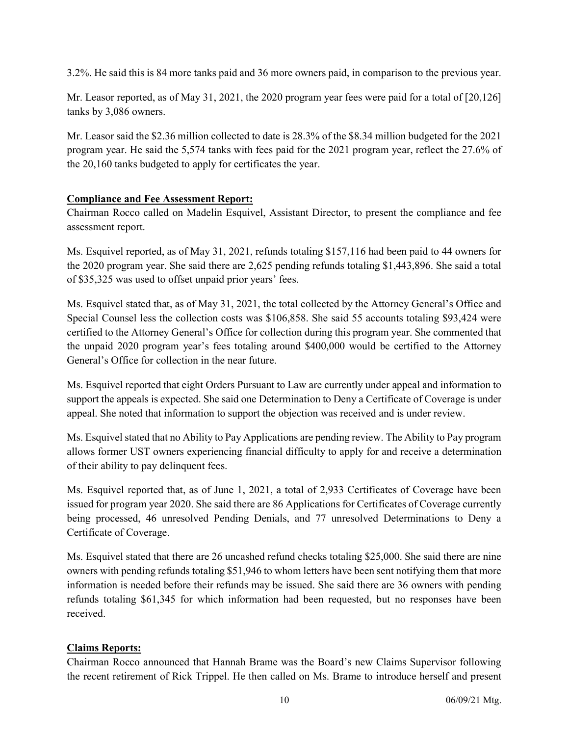3.2%. He said this is 84 more tanks paid and 36 more owners paid, in comparison to the previous year.

Mr. Leasor reported, as of May 31, 2021, the 2020 program year fees were paid for a total of [20,126] tanks by 3,086 owners.

Mr. Leasor said the $2.36 million collected to date is 28.3% of the $8.34 million budgeted for the 2021 program year. He said the 5,574 tanks with fees paid for the 2021 program year, reflect the 27.6% of the 20,160 tanks budgeted to apply for certificates the year.

**Compliance and Fee Assessment Report:**

Chairman Rocco called on Madelin Esquivel, Assistant Director, to present the compliance and fee assessment report.

Ms. Esquivel reported, as of May 31, 2021, refunds totaling $157,116 had been paid to 44 owners for the 2020 program year. She said there are 2,625 pending refunds totaling $1,443,896. She said a total of $35,325 was used to offset unpaid prior years' fees.

Ms. Esquivel stated that, as of May 31, 2021, the total collected by the Attorney General's Office and Special Counsel less the collection costs was $106,858. She said 55 accounts totaling $93,424 were certified to the Attorney General's Office for collection during this program year. She commented that the unpaid 2020 program year's fees totaling around $400,000 would be certified to the Attorney General's Office for collection in the near future.

Ms. Esquivel reported that eight Orders Pursuant to Law are currently under appeal and information to support the appeals is expected. She said one Determination to Deny a Certificate of Coverage is under appeal. She noted that information to support the objection was received and is under review.

Ms. Esquivel stated that no Ability to Pay Applications are pending review. The Ability to Pay program allows former UST owners experiencing financial difficulty to apply for and receive a determination of their ability to pay delinquent fees.

Ms. Esquivel reported that, as of June 1, 2021, a total of 2,933 Certificates of Coverage have been issued for program year 2020. She said there are 86 Applications for Certificates of Coverage currently being processed, 46 unresolved Pending Denials, and 77 unresolved Determinations to Deny a Certificate of Coverage.

Ms. Esquivel stated that there are 26 uncashed refund checks totaling $25,000. She said there are nine owners with pending refunds totaling $51,946 to whom letters have been sent notifying them that more information is needed before their refunds may be issued. She said there are 36 owners with pending refunds totaling $61,345 for which information had been requested, but no responses have been received.

**Claims Reports:**

Chairman Rocco announced that Hannah Brame was the Board's new Claims Supervisor following the recent retirement of Rick Trippel. He then called on Ms. Brame to introduce herself and present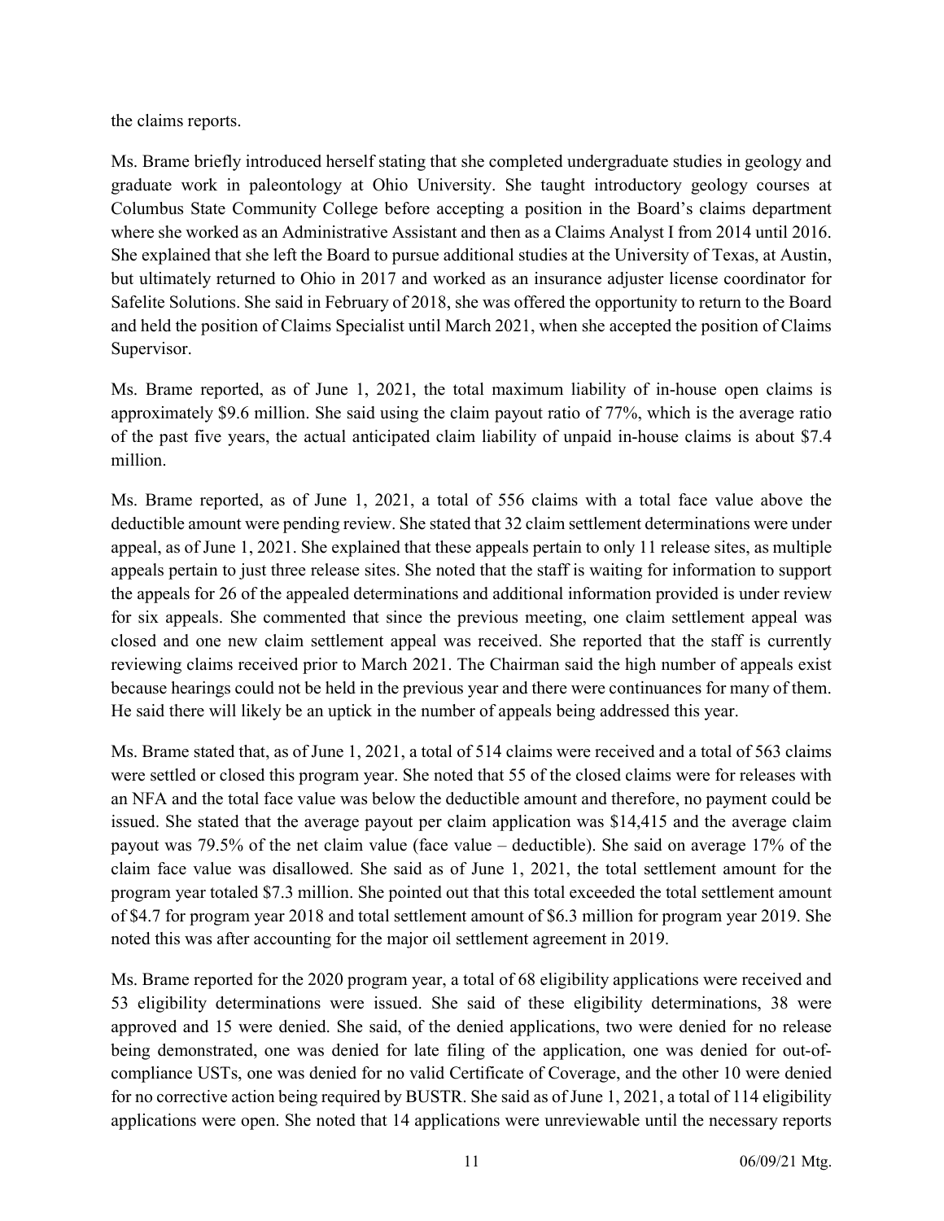the claims reports.

Ms. Brame briefly introduced herself stating that she completed undergraduate studies in geology and graduate work in paleontology at Ohio University. She taught introductory geology courses at Columbus State Community College before accepting a position in the Board's claims department where she worked as an Administrative Assistant and then as a Claims Analyst I from 2014 until 2016. She explained that she left the Board to pursue additional studies at the University of Texas, at Austin, but ultimately returned to Ohio in 2017 and worked as an insurance adjuster license coordinator for Safelite Solutions. She said in February of 2018, she was offered the opportunity to return to the Board and held the position of Claims Specialist until March 2021, when she accepted the position of Claims Supervisor.

Ms. Brame reported, as of June 1, 2021, the total maximum liability of in-house open claims is approximately \$9.6 million. She said using the claim payout ratio of 77%, which is the average ratio of the past five years, the actual anticipated claim liability of unpaid in-house claims is about \$7.4 million.

Ms. Brame reported, as of June 1, 2021, a total of 556 claims with a total face value above the deductible amount were pending review. She stated that 32 claim settlement determinations were under appeal, as of June 1, 2021. She explained that these appeals pertain to only 11 release sites, as multiple appeals pertain to just three release sites. She noted that the staff is waiting for information to support the appeals for 26 of the appealed determinations and additional information provided is under review for six appeals. She commented that since the previous meeting, one claim settlement appeal was closed and one new claim settlement appeal was received. She reported that the staff is currently reviewing claims received prior to March 2021. The Chairman said the high number of appeals exist because hearings could not be held in the previous year and there were continuances for many of them. He said there will likely be an uptick in the number of appeals being addressed this year.

Ms. Brame stated that, as of June 1, 2021, a total of 514 claims were received and a total of 563 claims were settled or closed this program year. She noted that 55 of the closed claims were for releases with an NFA and the total face value was below the deductible amount and therefore, no payment could be issued. She stated that the average payout per claim application was \$14,415 and the average claim payout was 79.5% of the net claim value (face value – deductible). She said on average 17% of the claim face value was disallowed. She said as of June 1, 2021, the total settlement amount for the program year totaled \$7.3 million. She pointed out that this total exceeded the total settlement amount of \$4.7 for program year 2018 and total settlement amount of \$6.3 million for program year 2019. She noted this was after accounting for the major oil settlement agreement in 2019.

Ms. Brame reported for the 2020 program year, a total of 68 eligibility applications were received and 53 eligibility determinations were issued. She said of these eligibility determinations, 38 were approved and 15 were denied. She said, of the denied applications, two were denied for no release being demonstrated, one was denied for late filing of the application, one was denied for out-of-compliance USTs, one was denied for no valid Certificate of Coverage, and the other 10 were denied for no corrective action being required by BUSTR. She said as of June 1, 2021, a total of 114 eligibility applications were open. She noted that 14 applications were unreviewable until the necessary reports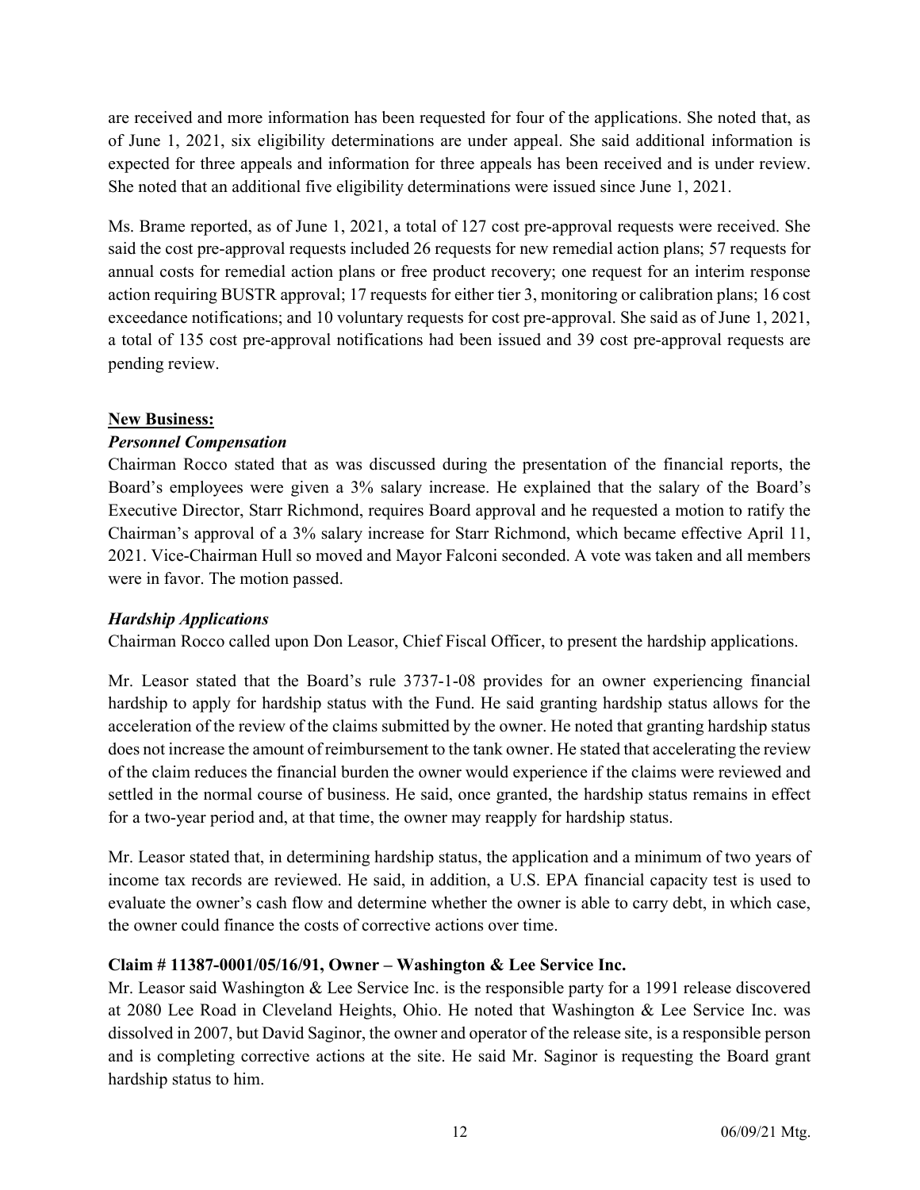are received and more information has been requested for four of the applications. She noted that, as of June 1, 2021, six eligibility determinations are under appeal. She said additional information is expected for three appeals and information for three appeals has been received and is under review. She noted that an additional five eligibility determinations were issued since June 1, 2021.

Ms. Brame reported, as of June 1, 2021, a total of 127 cost pre-approval requests were received. She said the cost pre-approval requests included 26 requests for new remedial action plans; 57 requests for annual costs for remedial action plans or free product recovery; one request for an interim response action requiring BUSTR approval; 17 requests for either tier 3, monitoring or calibration plans; 16 cost exceedance notifications; and 10 voluntary requests for cost pre-approval. She said as of June 1, 2021, a total of 135 cost pre-approval notifications had been issued and 39 cost pre-approval requests are pending review.

**New Business:**

***Personnel Compensation***

Chairman Rocco stated that as was discussed during the presentation of the financial reports, the Board's employees were given a 3% salary increase. He explained that the salary of the Board's Executive Director, Starr Richmond, requires Board approval and he requested a motion to ratify the Chairman's approval of a 3% salary increase for Starr Richmond, which became effective April 11, 2021. Vice-Chairman Hull so moved and Mayor Falconi seconded. A vote was taken and all members were in favor. The motion passed.

***Hardship Applications***

Chairman Rocco called upon Don Leasor, Chief Fiscal Officer, to present the hardship applications.

Mr. Leasor stated that the Board's rule 3737-1-08 provides for an owner experiencing financial hardship to apply for hardship status with the Fund. He said granting hardship status allows for the acceleration of the review of the claims submitted by the owner. He noted that granting hardship status does not increase the amount of reimbursement to the tank owner. He stated that accelerating the review of the claim reduces the financial burden the owner would experience if the claims were reviewed and settled in the normal course of business. He said, once granted, the hardship status remains in effect for a two-year period and, at that time, the owner may reapply for hardship status.

Mr. Leasor stated that, in determining hardship status, the application and a minimum of two years of income tax records are reviewed. He said, in addition, a U.S. EPA financial capacity test is used to evaluate the owner's cash flow and determine whether the owner is able to carry debt, in which case, the owner could finance the costs of corrective actions over time.

**Claim # 11387-0001/05/16/91, Owner – Washington & Lee Service Inc.**

Mr. Leasor said Washington & Lee Service Inc. is the responsible party for a 1991 release discovered at 2080 Lee Road in Cleveland Heights, Ohio. He noted that Washington & Lee Service Inc. was dissolved in 2007, but David Saginor, the owner and operator of the release site, is a responsible person and is completing corrective actions at the site. He said Mr. Saginor is requesting the Board grant hardship status to him.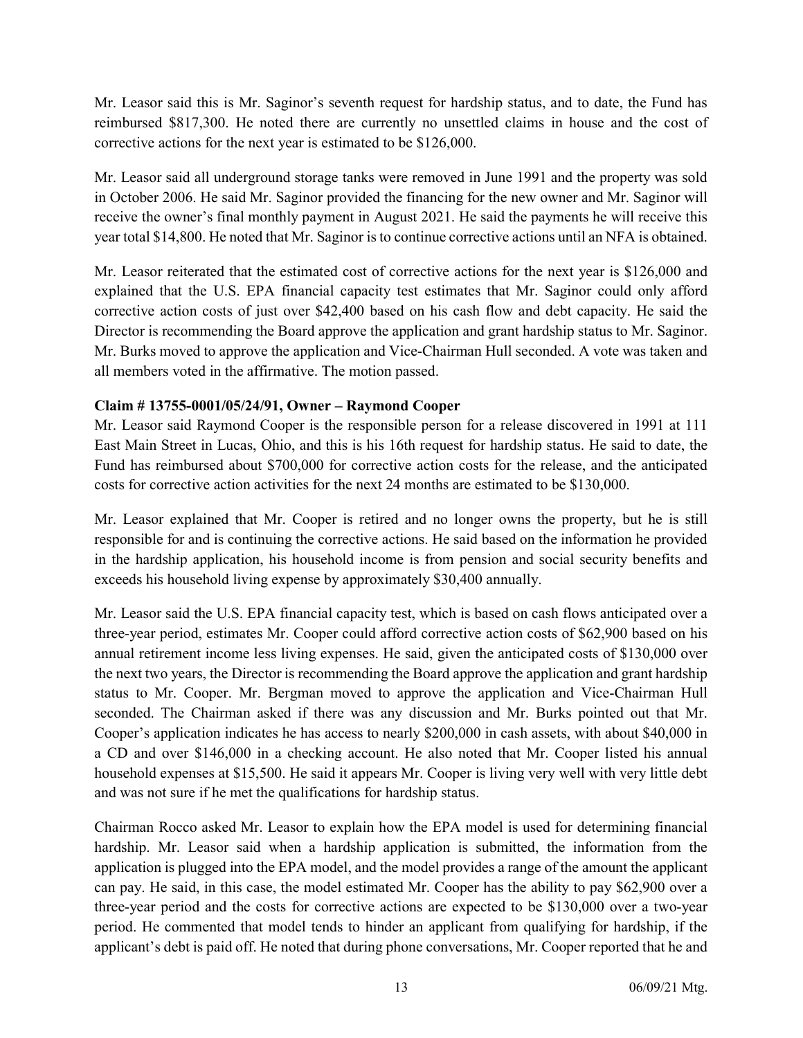Mr. Leasor said this is Mr. Saginor's seventh request for hardship status, and to date, the Fund has reimbursed $817,300. He noted there are currently no unsettled claims in house and the cost of corrective actions for the next year is estimated to be $126,000.

Mr. Leasor said all underground storage tanks were removed in June 1991 and the property was sold in October 2006. He said Mr. Saginor provided the financing for the new owner and Mr. Saginor will receive the owner's final monthly payment in August 2021. He said the payments he will receive this year total $14,800. He noted that Mr. Saginor is to continue corrective actions until an NFA is obtained.

Mr. Leasor reiterated that the estimated cost of corrective actions for the next year is $126,000 and explained that the U.S. EPA financial capacity test estimates that Mr. Saginor could only afford corrective action costs of just over $42,400 based on his cash flow and debt capacity. He said the Director is recommending the Board approve the application and grant hardship status to Mr. Saginor. Mr. Burks moved to approve the application and Vice-Chairman Hull seconded. A vote was taken and all members voted in the affirmative. The motion passed.

**Claim # 13755-0001/05/24/91, Owner – Raymond Cooper**

Mr. Leasor said Raymond Cooper is the responsible person for a release discovered in 1991 at 111 East Main Street in Lucas, Ohio, and this is his 16th request for hardship status. He said to date, the Fund has reimbursed about $700,000 for corrective action costs for the release, and the anticipated costs for corrective action activities for the next 24 months are estimated to be $130,000.

Mr. Leasor explained that Mr. Cooper is retired and no longer owns the property, but he is still responsible for and is continuing the corrective actions. He said based on the information he provided in the hardship application, his household income is from pension and social security benefits and exceeds his household living expense by approximately $30,400 annually.

Mr. Leasor said the U.S. EPA financial capacity test, which is based on cash flows anticipated over a three-year period, estimates Mr. Cooper could afford corrective action costs of $62,900 based on his annual retirement income less living expenses. He said, given the anticipated costs of $130,000 over the next two years, the Director is recommending the Board approve the application and grant hardship status to Mr. Cooper. Mr. Bergman moved to approve the application and Vice-Chairman Hull seconded. The Chairman asked if there was any discussion and Mr. Burks pointed out that Mr. Cooper's application indicates he has access to nearly $200,000 in cash assets, with about $40,000 in a CD and over $146,000 in a checking account. He also noted that Mr. Cooper listed his annual household expenses at $15,500. He said it appears Mr. Cooper is living very well with very little debt and was not sure if he met the qualifications for hardship status.

Chairman Rocco asked Mr. Leasor to explain how the EPA model is used for determining financial hardship. Mr. Leasor said when a hardship application is submitted, the information from the application is plugged into the EPA model, and the model provides a range of the amount the applicant can pay. He said, in this case, the model estimated Mr. Cooper has the ability to pay $62,900 over a three-year period and the costs for corrective actions are expected to be $130,000 over a two-year period. He commented that model tends to hinder an applicant from qualifying for hardship, if the applicant's debt is paid off. He noted that during phone conversations, Mr. Cooper reported that he and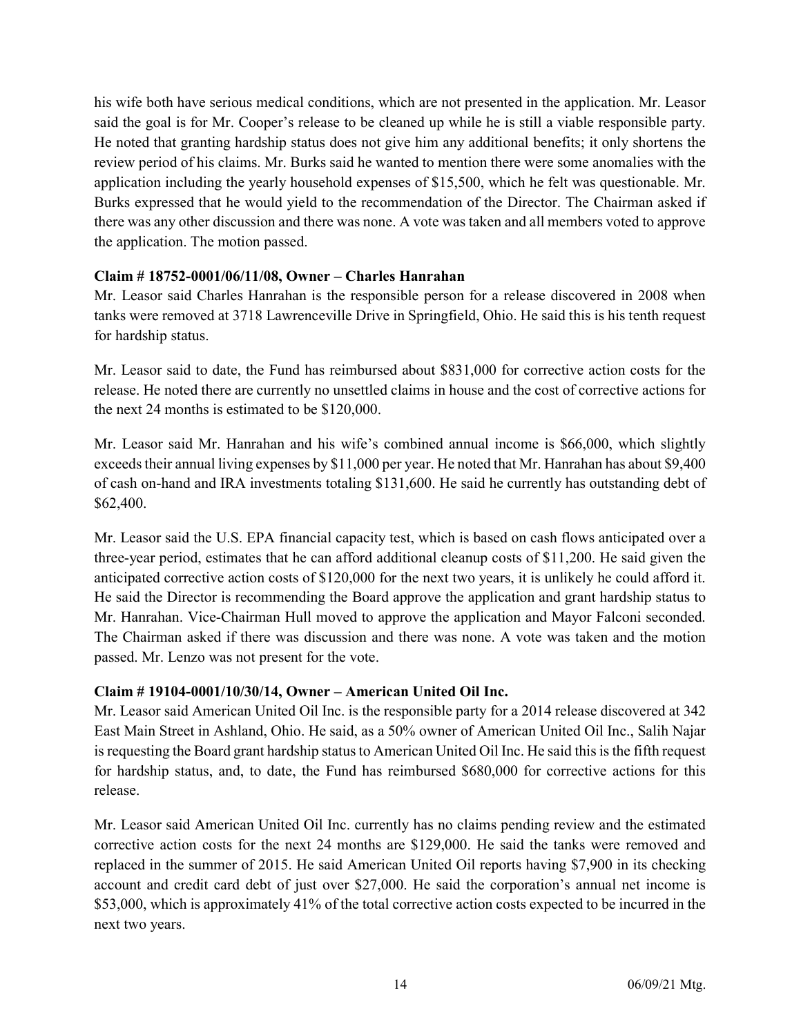his wife both have serious medical conditions, which are not presented in the application. Mr. Leasor said the goal is for Mr. Cooper's release to be cleaned up while he is still a viable responsible party. He noted that granting hardship status does not give him any additional benefits; it only shortens the review period of his claims. Mr. Burks said he wanted to mention there were some anomalies with the application including the yearly household expenses of $15,500, which he felt was questionable. Mr. Burks expressed that he would yield to the recommendation of the Director. The Chairman asked if there was any other discussion and there was none. A vote was taken and all members voted to approve the application. The motion passed.

**Claim # 18752-0001/06/11/08, Owner – Charles Hanrahan**

Mr. Leasor said Charles Hanrahan is the responsible person for a release discovered in 2008 when tanks were removed at 3718 Lawrenceville Drive in Springfield, Ohio. He said this is his tenth request for hardship status.

Mr. Leasor said to date, the Fund has reimbursed about $831,000 for corrective action costs for the release. He noted there are currently no unsettled claims in house and the cost of corrective actions for the next 24 months is estimated to be $120,000.

Mr. Leasor said Mr. Hanrahan and his wife's combined annual income is $66,000, which slightly exceeds their annual living expenses by $11,000 per year. He noted that Mr. Hanrahan has about $9,400 of cash on-hand and IRA investments totaling $131,600. He said he currently has outstanding debt of $62,400.

Mr. Leasor said the U.S. EPA financial capacity test, which is based on cash flows anticipated over a three-year period, estimates that he can afford additional cleanup costs of $11,200. He said given the anticipated corrective action costs of $120,000 for the next two years, it is unlikely he could afford it. He said the Director is recommending the Board approve the application and grant hardship status to Mr. Hanrahan. Vice-Chairman Hull moved to approve the application and Mayor Falconi seconded. The Chairman asked if there was discussion and there was none. A vote was taken and the motion passed. Mr. Lenzo was not present for the vote.

**Claim # 19104-0001/10/30/14, Owner – American United Oil Inc.**

Mr. Leasor said American United Oil Inc. is the responsible party for a 2014 release discovered at 342 East Main Street in Ashland, Ohio. He said, as a 50% owner of American United Oil Inc., Salih Najar is requesting the Board grant hardship status to American United Oil Inc. He said this is the fifth request for hardship status, and, to date, the Fund has reimbursed $680,000 for corrective actions for this release.

Mr. Leasor said American United Oil Inc. currently has no claims pending review and the estimated corrective action costs for the next 24 months are $129,000. He said the tanks were removed and replaced in the summer of 2015. He said American United Oil reports having $7,900 in its checking account and credit card debt of just over $27,000. He said the corporation's annual net income is $53,000, which is approximately 41% of the total corrective action costs expected to be incurred in the next two years.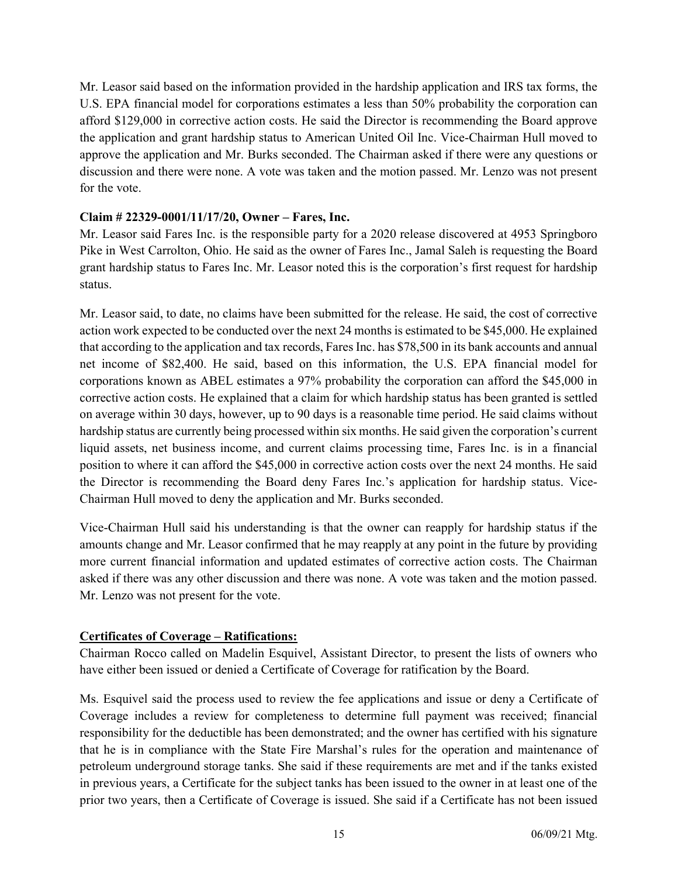Mr. Leasor said based on the information provided in the hardship application and IRS tax forms, the U.S. EPA financial model for corporations estimates a less than 50% probability the corporation can afford $129,000 in corrective action costs. He said the Director is recommending the Board approve the application and grant hardship status to American United Oil Inc. Vice-Chairman Hull moved to approve the application and Mr. Burks seconded. The Chairman asked if there were any questions or discussion and there were none. A vote was taken and the motion passed. Mr. Lenzo was not present for the vote.

**Claim # 22329-0001/11/17/20, Owner – Fares, Inc.**

Mr. Leasor said Fares Inc. is the responsible party for a 2020 release discovered at 4953 Springboro Pike in West Carrolton, Ohio. He said as the owner of Fares Inc., Jamal Saleh is requesting the Board grant hardship status to Fares Inc. Mr. Leasor noted this is the corporation's first request for hardship status.

Mr. Leasor said, to date, no claims have been submitted for the release. He said, the cost of corrective action work expected to be conducted over the next 24 months is estimated to be $45,000. He explained that according to the application and tax records, Fares Inc. has $78,500 in its bank accounts and annual net income of $82,400. He said, based on this information, the U.S. EPA financial model for corporations known as ABEL estimates a 97% probability the corporation can afford the $45,000 in corrective action costs. He explained that a claim for which hardship status has been granted is settled on average within 30 days, however, up to 90 days is a reasonable time period. He said claims without hardship status are currently being processed within six months. He said given the corporation's current liquid assets, net business income, and current claims processing time, Fares Inc. is in a financial position to where it can afford the $45,000 in corrective action costs over the next 24 months. He said the Director is recommending the Board deny Fares Inc.'s application for hardship status. Vice-Chairman Hull moved to deny the application and Mr. Burks seconded.

Vice-Chairman Hull said his understanding is that the owner can reapply for hardship status if the amounts change and Mr. Leasor confirmed that he may reapply at any point in the future by providing more current financial information and updated estimates of corrective action costs. The Chairman asked if there was any other discussion and there was none. A vote was taken and the motion passed. Mr. Lenzo was not present for the vote.

## Certificates of Coverage – Ratifications:

Chairman Rocco called on Madelin Esquivel, Assistant Director, to present the lists of owners who have either been issued or denied a Certificate of Coverage for ratification by the Board.

Ms. Esquivel said the process used to review the fee applications and issue or deny a Certificate of Coverage includes a review for completeness to determine full payment was received; financial responsibility for the deductible has been demonstrated; and the owner has certified with his signature that he is in compliance with the State Fire Marshal's rules for the operation and maintenance of petroleum underground storage tanks. She said if these requirements are met and if the tanks existed in previous years, a Certificate for the subject tanks has been issued to the owner in at least one of the prior two years, then a Certificate of Coverage is issued. She said if a Certificate has not been issued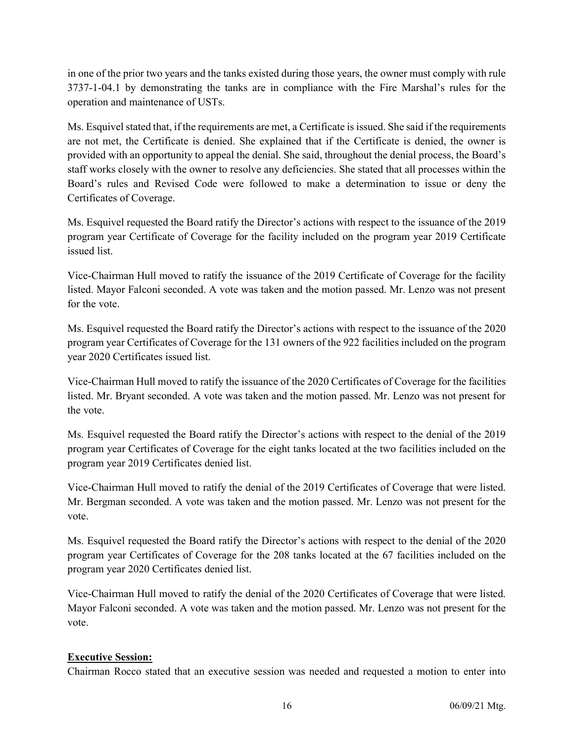in one of the prior two years and the tanks existed during those years, the owner must comply with rule 3737-1-04.1 by demonstrating the tanks are in compliance with the Fire Marshal's rules for the operation and maintenance of USTs.

Ms. Esquivel stated that, if the requirements are met, a Certificate is issued. She said if the requirements are not met, the Certificate is denied. She explained that if the Certificate is denied, the owner is provided with an opportunity to appeal the denial. She said, throughout the denial process, the Board's staff works closely with the owner to resolve any deficiencies. She stated that all processes within the Board's rules and Revised Code were followed to make a determination to issue or deny the Certificates of Coverage.

Ms. Esquivel requested the Board ratify the Director's actions with respect to the issuance of the 2019 program year Certificate of Coverage for the facility included on the program year 2019 Certificate issued list.

Vice-Chairman Hull moved to ratify the issuance of the 2019 Certificate of Coverage for the facility listed. Mayor Falconi seconded. A vote was taken and the motion passed. Mr. Lenzo was not present for the vote.

Ms. Esquivel requested the Board ratify the Director's actions with respect to the issuance of the 2020 program year Certificates of Coverage for the 131 owners of the 922 facilities included on the program year 2020 Certificates issued list.

Vice-Chairman Hull moved to ratify the issuance of the 2020 Certificates of Coverage for the facilities listed. Mr. Bryant seconded. A vote was taken and the motion passed. Mr. Lenzo was not present for the vote.

Ms. Esquivel requested the Board ratify the Director's actions with respect to the denial of the 2019 program year Certificates of Coverage for the eight tanks located at the two facilities included on the program year 2019 Certificates denied list.

Vice-Chairman Hull moved to ratify the denial of the 2019 Certificates of Coverage that were listed. Mr. Bergman seconded. A vote was taken and the motion passed. Mr. Lenzo was not present for the vote.

Ms. Esquivel requested the Board ratify the Director's actions with respect to the denial of the 2020 program year Certificates of Coverage for the 208 tanks located at the 67 facilities included on the program year 2020 Certificates denied list.

Vice-Chairman Hull moved to ratify the denial of the 2020 Certificates of Coverage that were listed. Mayor Falconi seconded. A vote was taken and the motion passed. Mr. Lenzo was not present for the vote.

**Executive Session:**

Chairman Rocco stated that an executive session was needed and requested a motion to enter into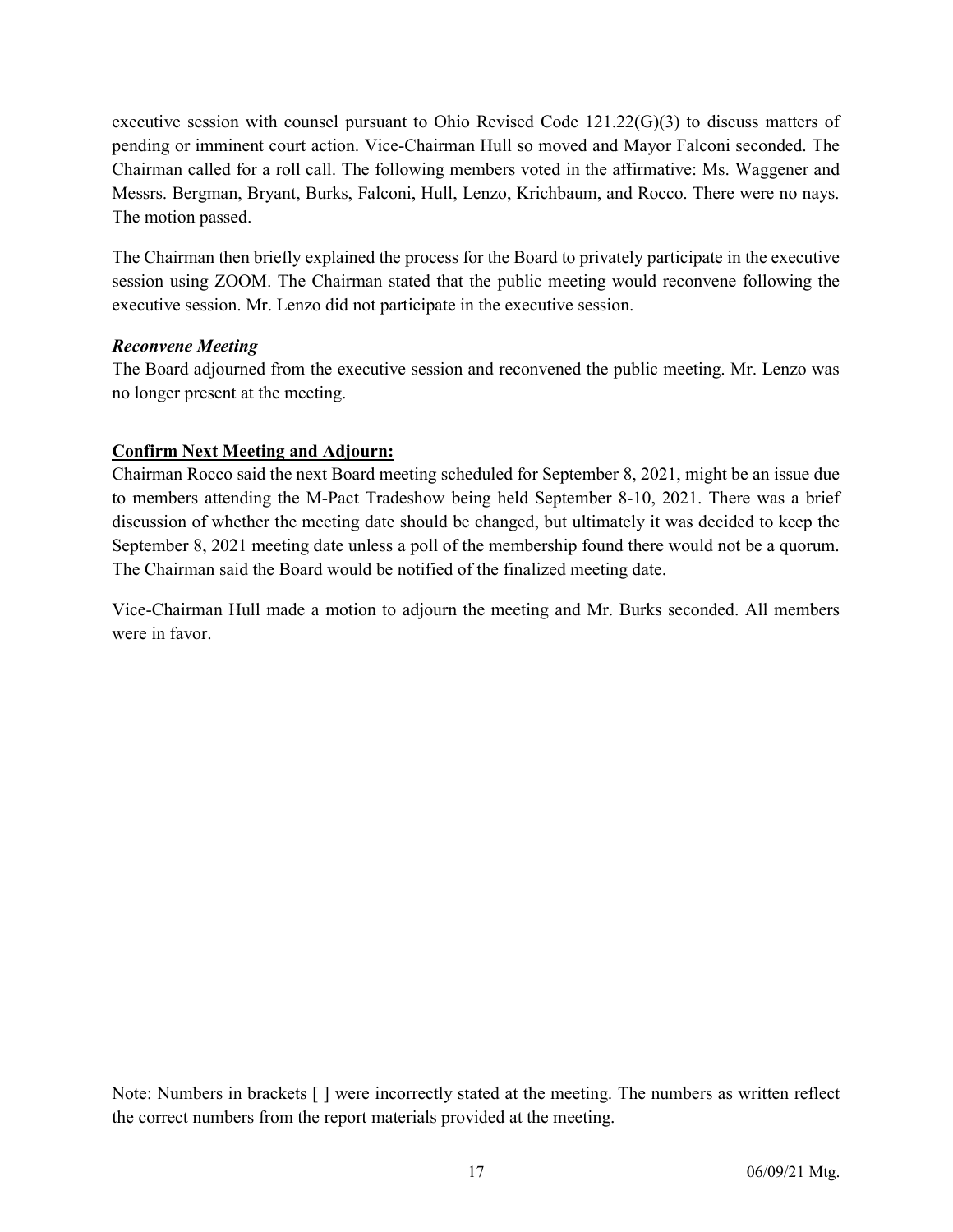executive session with counsel pursuant to Ohio Revised Code 121.22(G)(3) to discuss matters of pending or imminent court action. Vice-Chairman Hull so moved and Mayor Falconi seconded. The Chairman called for a roll call. The following members voted in the affirmative: Ms. Waggener and Messrs. Bergman, Bryant, Burks, Falconi, Hull, Lenzo, Krichbaum, and Rocco. There were no nays. The motion passed.

The Chairman then briefly explained the process for the Board to privately participate in the executive session using ZOOM. The Chairman stated that the public meeting would reconvene following the executive session. Mr. Lenzo did not participate in the executive session.

***Reconvene Meeting***

The Board adjourned from the executive session and reconvened the public meeting. Mr. Lenzo was no longer present at the meeting.

**Confirm Next Meeting and Adjourn:**

Chairman Rocco said the next Board meeting scheduled for September 8, 2021, might be an issue due to members attending the M-Pact Tradeshow being held September 8-10, 2021. There was a brief discussion of whether the meeting date should be changed, but ultimately it was decided to keep the September 8, 2021 meeting date unless a poll of the membership found there would not be a quorum. The Chairman said the Board would be notified of the finalized meeting date.

Vice-Chairman Hull made a motion to adjourn the meeting and Mr. Burks seconded. All members were in favor.

Note: Numbers in brackets [ ] were incorrectly stated at the meeting. The numbers as written reflect the correct numbers from the report materials provided at the meeting.